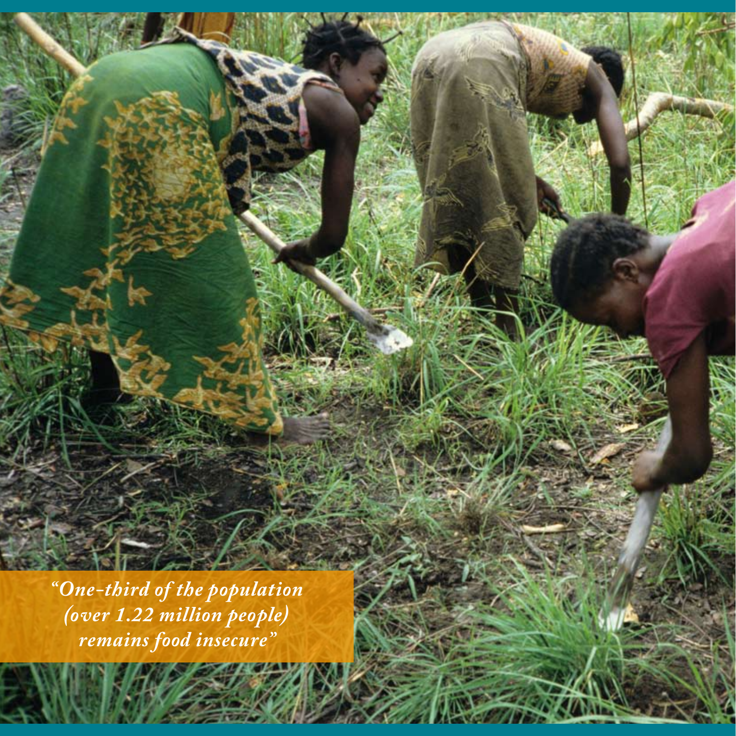*"One-third of the population (over 1.22 million people) remains food insecure"*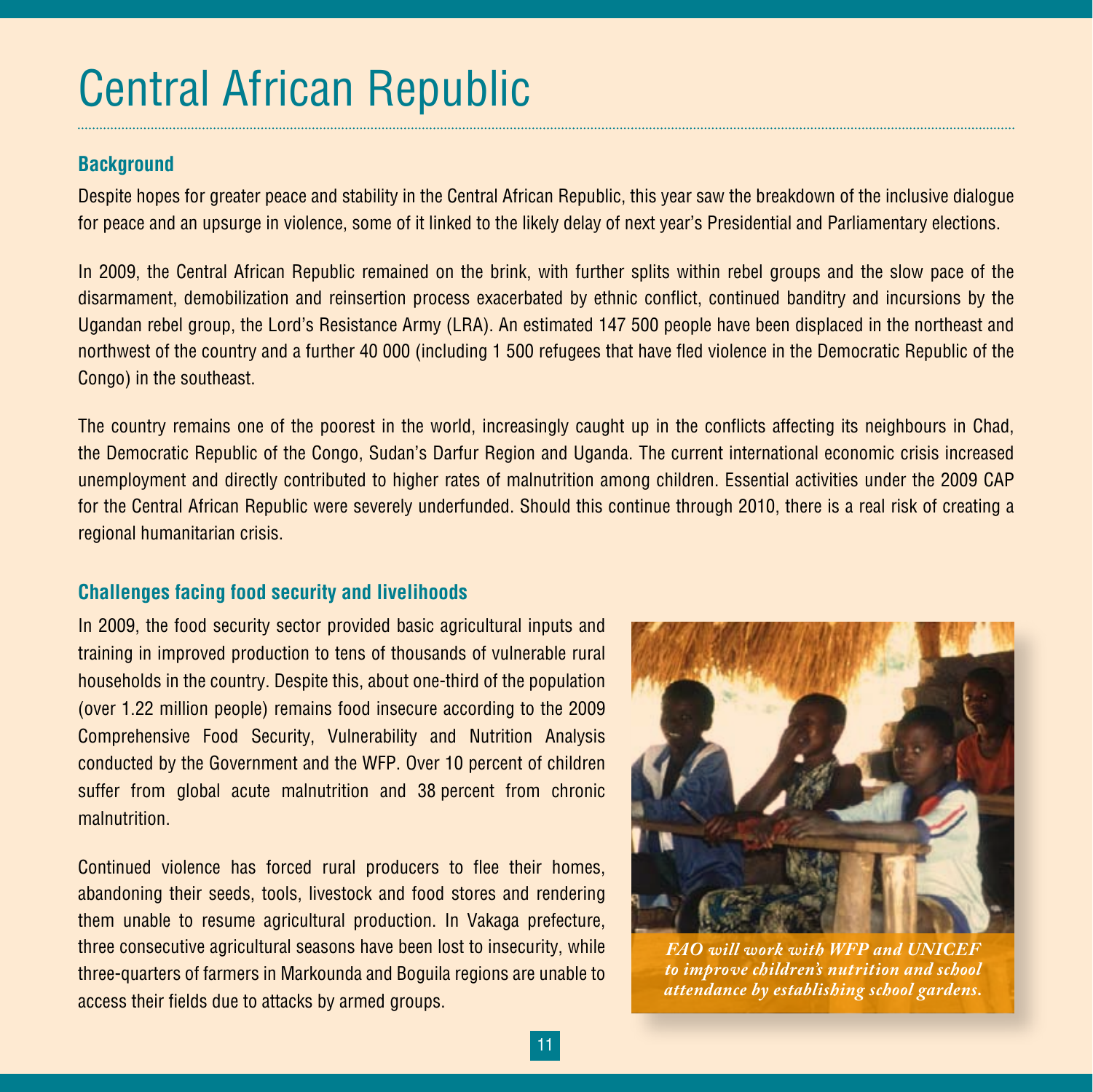# Central African Republic

## Background

Despite hopes for greater peace and stability in the Central African Republic, this year saw the breakdown of the inclusive dialogue for peace and an upsurge in violence, some of it linked to the likely delay of next year's Presidential and Parliamentary elections.

In 2009, the Central African Republic remained on the brink, with further splits within rebel groups and the slow pace of the disarmament, demobilization and reinsertion process exacerbated by ethnic conflict, continued banditry and incursions by the Ugandan rebel group, the Lord's Resistance Army (LRA). An estimated 147 500 people have been displaced in the northeast and northwest of the country and a further 40 000 (including 1 500 refugees that have fled violence in the Democratic Republic of the Congo) in the southeast.

The country remains one of the poorest in the world, increasingly caught up in the conflicts affecting its neighbours in Chad, the Democratic Republic of the Congo, Sudan's Darfur Region and Uganda. The current international economic crisis increased unemployment and directly contributed to higher rates of malnutrition among children. Essential activities under the 2009 CAP for the Central African Republic were severely underfunded. Should this continue through 2010, there is a real risk of creating a regional humanitarian crisis.

## Challenges facing food security and livelihoods

In 2009, the food security sector provided basic agricultural inputs and training in improved production to tens of thousands of vulnerable rural households in the country. Despite this, about one-third of the population (over 1.22 million people) remains food insecure according to the 2009 Comprehensive Food Security, Vulnerability and Nutrition Analysis conducted by the Government and the WFP. Over 10 percent of children suffer from global acute malnutrition and 38 percent from chronic malnutrition.

*FAO will work with WFP and UNICEF to improve children's nutrition and school attendance by establishing school gardens.*

Continued violence has forced rural producers to flee their homes, abandoning their seeds, tools, livestock and food stores and rendering them unable to resume agricultural production. In Vakaga prefecture, three consecutive agricultural seasons have been lost to insecurity, while three-quarters of farmers in Markounda and Boguila regions are unable to access their fields due to attacks by armed groups.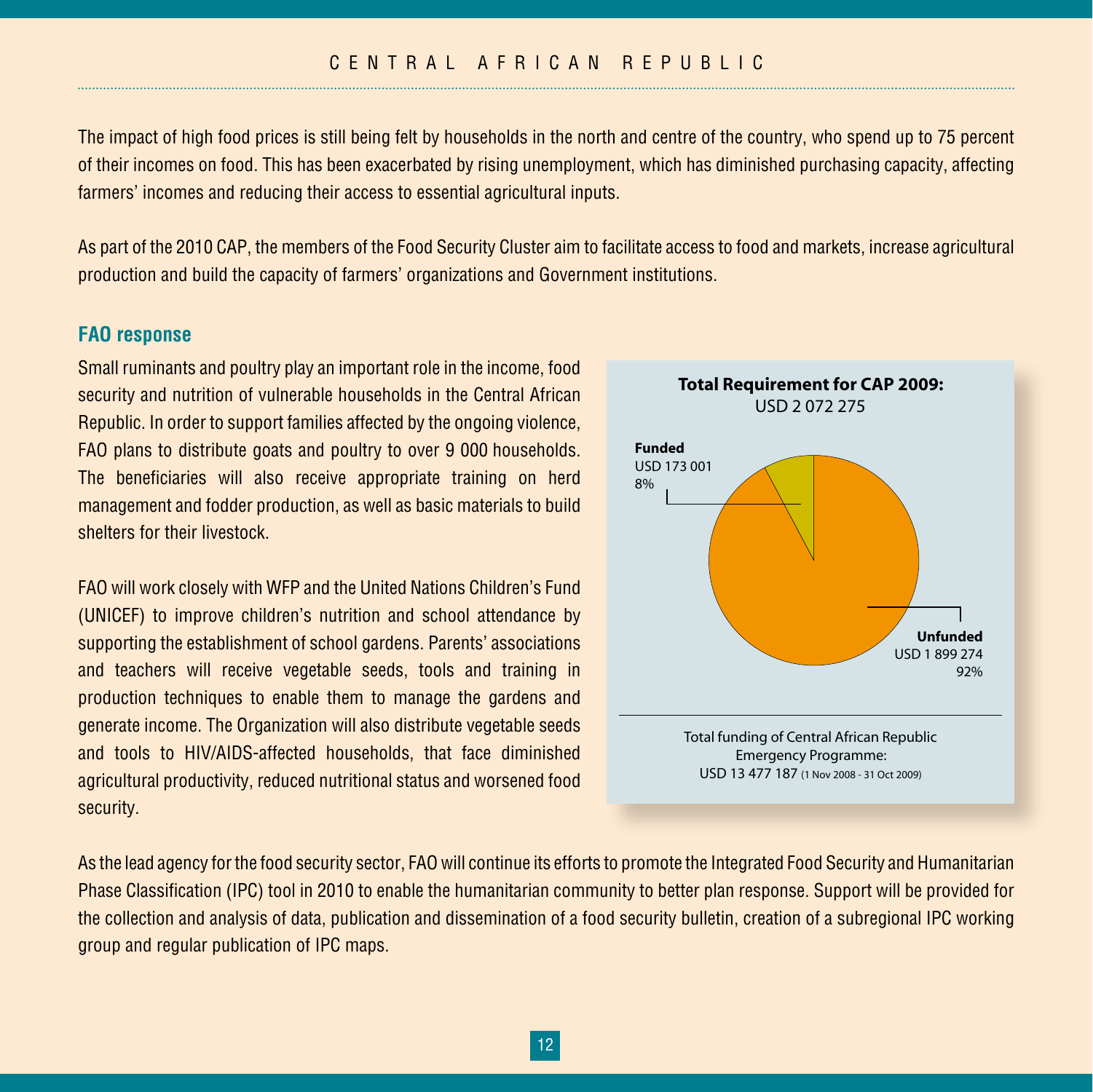The impact of high food prices is still being felt by households in the north and centre of the country, who spend up to 75 percent of their incomes on food. This has been exacerbated by rising unemployment, which has diminished purchasing capacity, affecting farmers' incomes and reducing their access to essential agricultural inputs.

As part of the 2010 CAP, the members of the Food Security Cluster aim to facilitate access to food and markets, increase agricultural production and build the capacity of farmers' organizations and Government institutions.

## FAO response

Small ruminants and poultry play an important role in the income, food security and nutrition of vulnerable households in the Central African Republic. In order to support families affected by the ongoing violence, FAO plans to distribute goats and poultry to over 9 000 households. The beneficiaries will also receive appropriate training on herd management and fodder production, as well as basic materials to build shelters for their livestock.

FAO will work closely with WFP and the United Nations Children's Fund (UNICEF) to improve children's nutrition and school attendance by supporting the establishment of school gardens. Parents' associations and teachers will receive vegetable seeds, tools and training in production techniques to enable them to manage the gardens and generate income. The Organization will also distribute vegetable seeds and tools to HIV/AIDS-affected households, that face diminished agricultural productivity, reduced nutritional status and worsened food security.

**Total Requirement for CAP 2009:** USD 2 072 275

**Funded** USD 173 001 8%

**Unfunded** USD 1 899 274 92%

Total funding of Central African Republic Emergency Programme: USD 13 477 187 (1 Nov 2008 - 31 Oct 2009)

As the lead agency for the food security sector, FAO will continue its efforts to promote the Integrated Food Security and Humanitarian Phase Classification (IPC) tool in 2010 to enable the humanitarian community to better plan response. Support will be provided for the collection and analysis of data, publication and dissemination of a food security bulletin, creation of a subregional IPC working group and regular publication of IPC maps.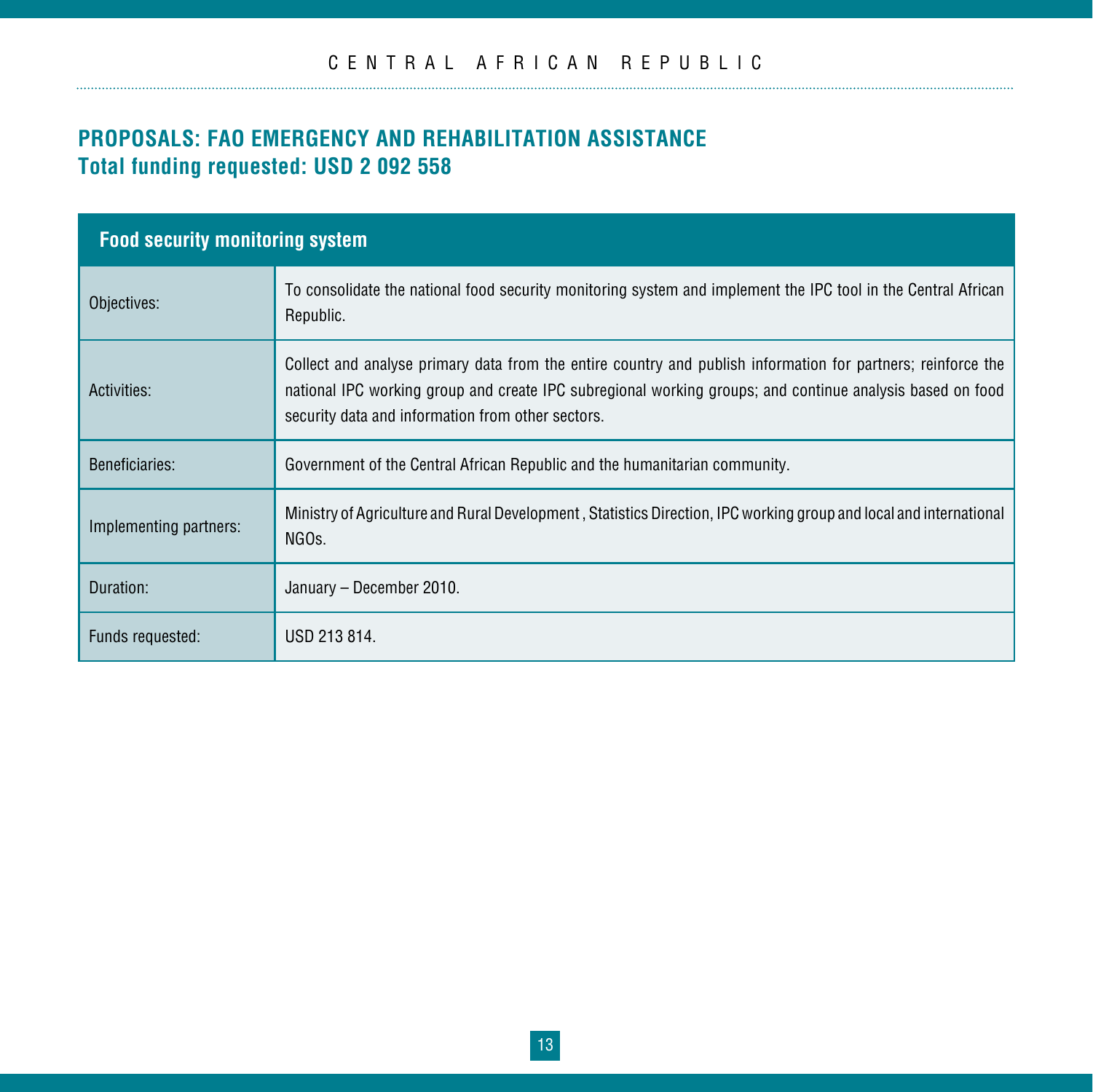## PROPOSALS: FAO EMERGENCY AND REHABILITATION ASSISTANCE

**Total funding requested: USD 2 092 558**

| Food security monitoring system | |
|---|---|
| Objectives: | To consolidate the national food security monitoring system and implement the IPC tool in the Central African Republic. |
| Activities: | Collect and analyse primary data from the entire country and publish information for partners; reinforce the national IPC working group and create IPC subregional working groups; and continue analysis based on food security data and information from other sectors. |
| Beneficiaries: | Government of the Central African Republic and the humanitarian community. |
| Implementing partners: | Ministry of Agriculture and Rural Development , Statistics Direction, IPC working group and local and international NGOs. |
| Duration: | January – December 2010. |
| Funds requested: | USD 213 814. |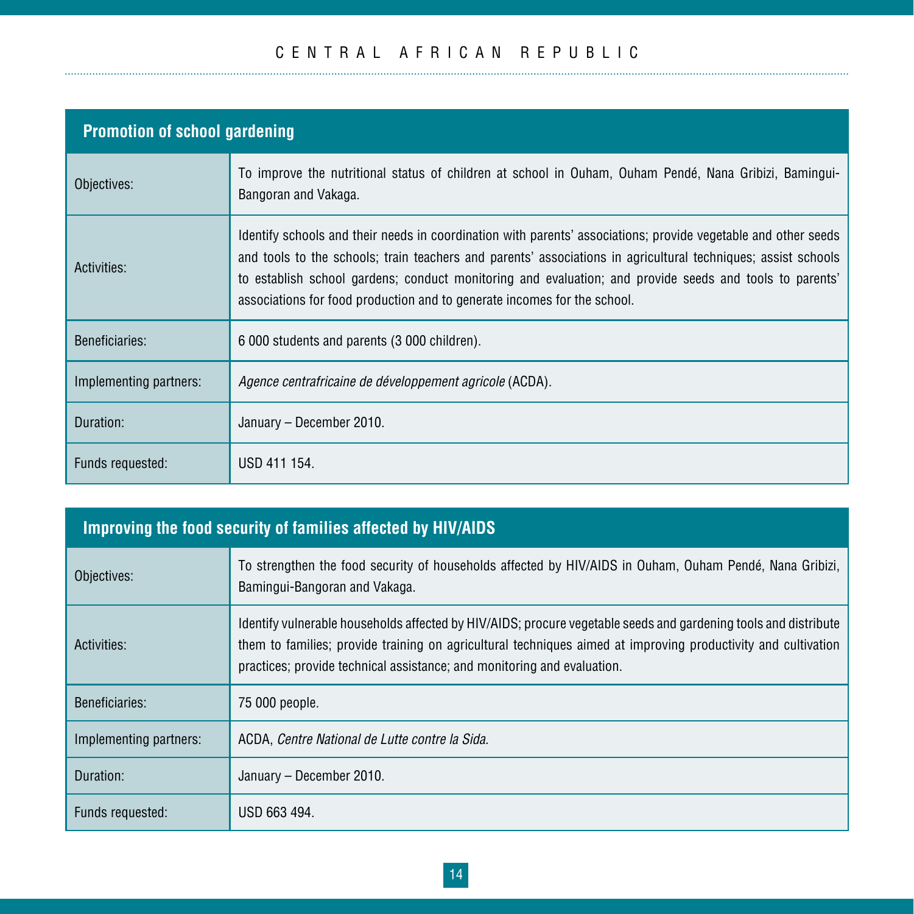| Promotion of school gardening | |
|---|---|
| Objectives: | To improve the nutritional status of children at school in Ouham, Ouham Pendé, Nana Gribizi, Bamingui-Bangoran and Vakaga. |
| Activities: | Identify schools and their needs in coordination with parents' associations; provide vegetable and other seeds and tools to the schools; train teachers and parents' associations in agricultural techniques; assist schools to establish school gardens; conduct monitoring and evaluation; and provide seeds and tools to parents' associations for food production and to generate incomes for the school. |
| Beneficiaries: | 6 000 students and parents (3 000 children). |
| Implementing partners: | *Agence centrafricaine de développement agricole* (ACDA). |
| Duration: | January – December 2010. |
| Funds requested: | USD 411 154. |

| Improving the food security of families affected by HIV/AIDS | |
|---|---|
| Objectives: | To strengthen the food security of households affected by HIV/AIDS in Ouham, Ouham Pendé, Nana Gribizi, Bamingui-Bangoran and Vakaga. |
| Activities: | Identify vulnerable households affected by HIV/AIDS; procure vegetable seeds and gardening tools and distribute them to families; provide training on agricultural techniques aimed at improving productivity and cultivation practices; provide technical assistance; and monitoring and evaluation. |
| Beneficiaries: | 75 000 people. |
| Implementing partners: | ACDA, *Centre National de Lutte contre la Sida.* |
| Duration: | January – December 2010. |
| Funds requested: | USD 663 494. |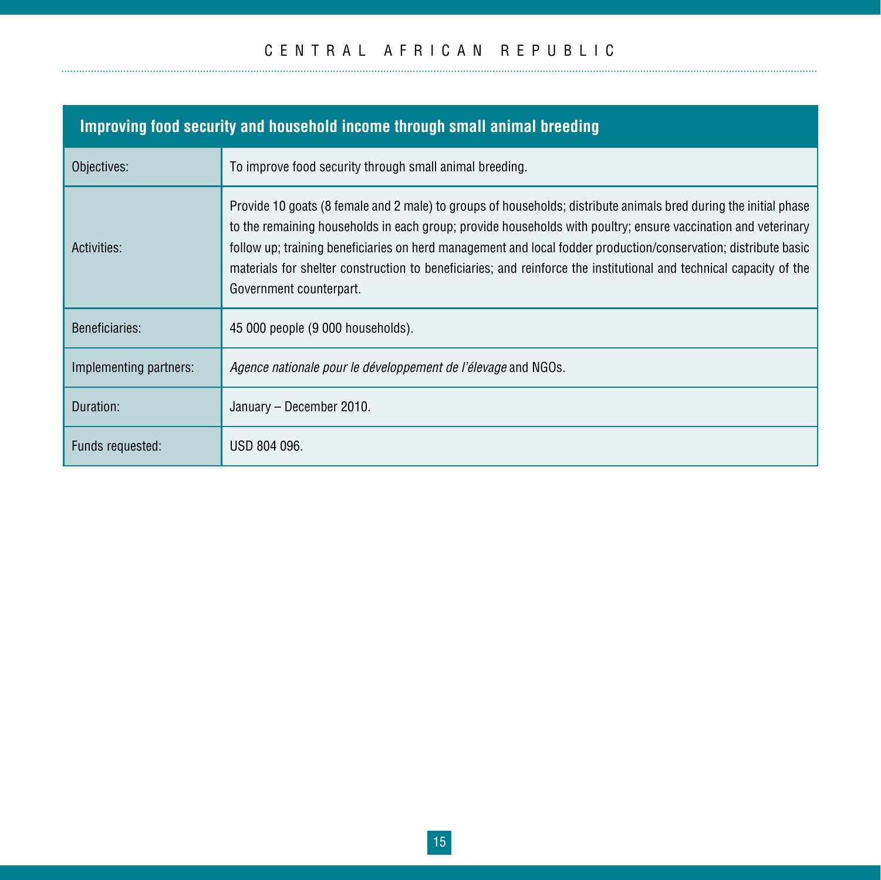| Improving food security and household income through small animal breeding | |
|---|---|
| Objectives: | To improve food security through small animal breeding. |
| Activities: | Provide 10 goats (8 female and 2 male) to groups of households; distribute animals bred during the initial phase to the remaining households in each group; provide households with poultry; ensure vaccination and veterinary follow up; training beneficiaries on herd management and local fodder production/conservation; distribute basic materials for shelter construction to beneficiaries; and reinforce the institutional and technical capacity of the Government counterpart. |
| Beneficiaries: | 45 000 people (9 000 households). |
| Implementing partners: | *Agence nationale pour le développement de l'élevage* and NGOs. |
| Duration: | January – December 2010. |
| Funds requested: | USD 804 096. |